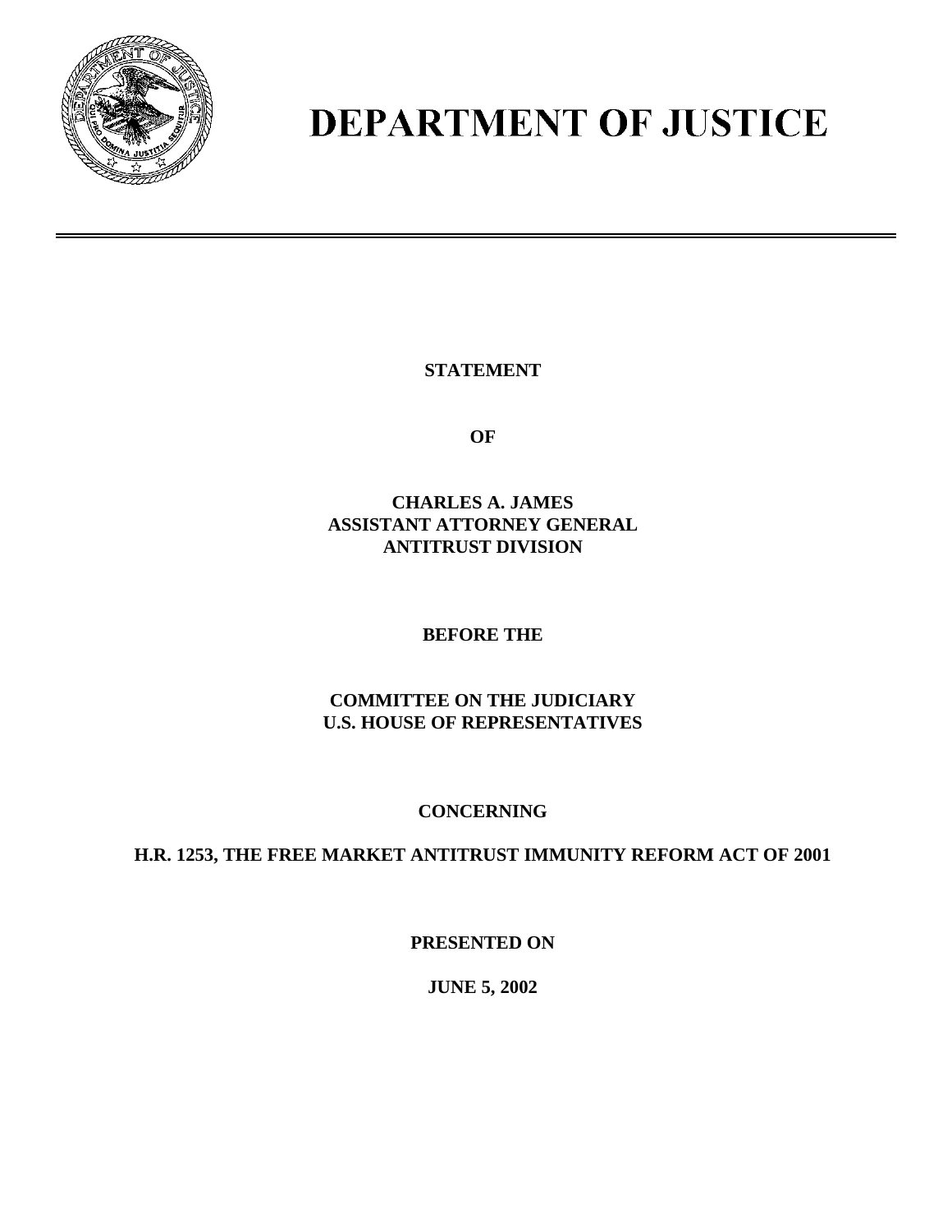# DEPARTMENT OF JUSTICE

**STATEMENT**

**OF**

**CHARLES A. JAMES**
**ASSISTANT ATTORNEY GENERAL**
**ANTITRUST DIVISION**

**BEFORE THE**

**COMMITTEE ON THE JUDICIARY**
**U.S. HOUSE OF REPRESENTATIVES**

**CONCERNING**

**H.R. 1253, THE FREE MARKET ANTITRUST IMMUNITY REFORM ACT OF 2001**

**PRESENTED ON**

**JUNE 5, 2002**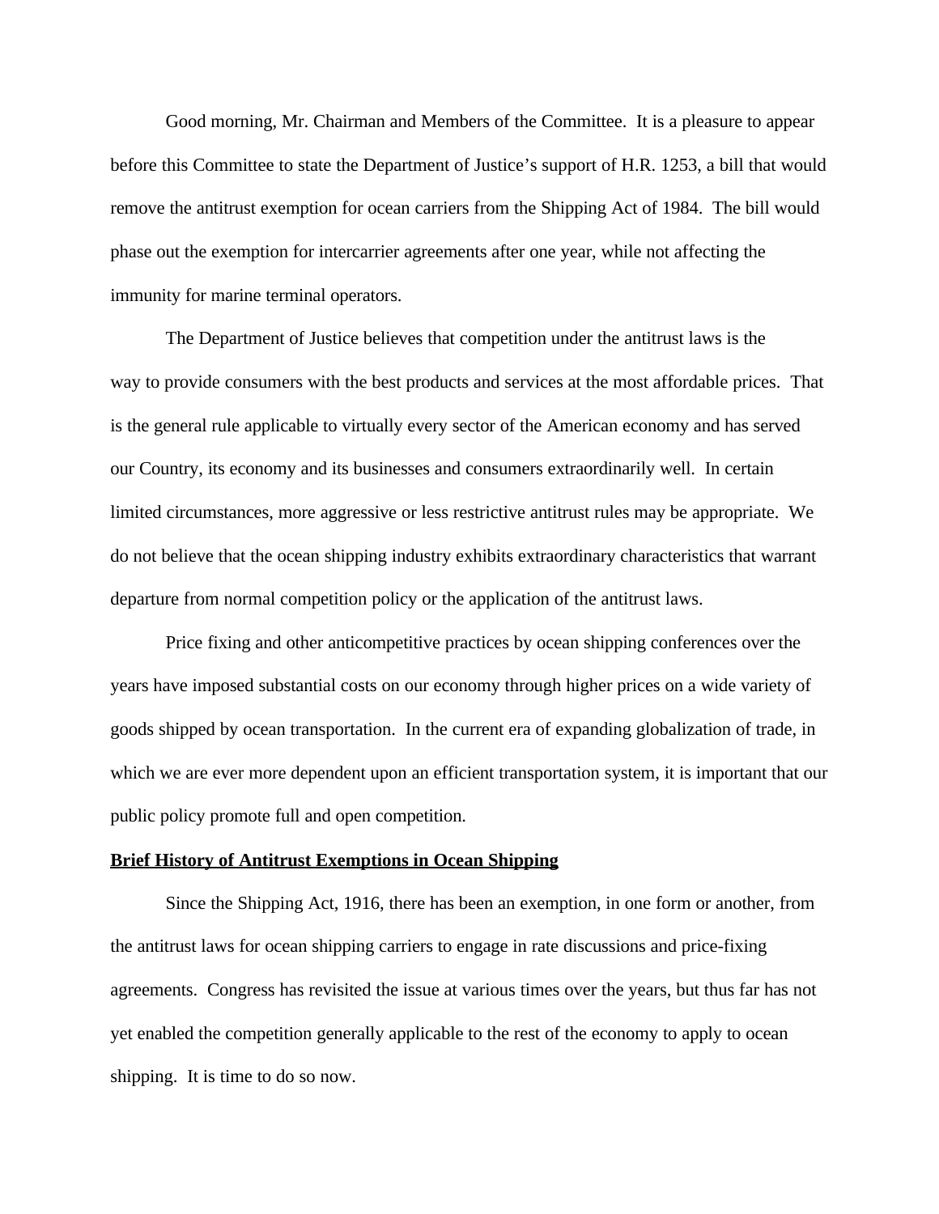Good morning, Mr. Chairman and Members of the Committee. It is a pleasure to appear before this Committee to state the Department of Justice's support of H.R. 1253, a bill that would remove the antitrust exemption for ocean carriers from the Shipping Act of 1984. The bill would phase out the exemption for intercarrier agreements after one year, while not affecting the immunity for marine terminal operators.

The Department of Justice believes that competition under the antitrust laws is the way to provide consumers with the best products and services at the most affordable prices. That is the general rule applicable to virtually every sector of the American economy and has served our Country, its economy and its businesses and consumers extraordinarily well. In certain limited circumstances, more aggressive or less restrictive antitrust rules may be appropriate. We do not believe that the ocean shipping industry exhibits extraordinary characteristics that warrant departure from normal competition policy or the application of the antitrust laws.

Price fixing and other anticompetitive practices by ocean shipping conferences over the years have imposed substantial costs on our economy through higher prices on a wide variety of goods shipped by ocean transportation. In the current era of expanding globalization of trade, in which we are ever more dependent upon an efficient transportation system, it is important that our public policy promote full and open competition.

## Brief History of Antitrust Exemptions in Ocean Shipping

Since the Shipping Act, 1916, there has been an exemption, in one form or another, from the antitrust laws for ocean shipping carriers to engage in rate discussions and price-fixing agreements. Congress has revisited the issue at various times over the years, but thus far has not yet enabled the competition generally applicable to the rest of the economy to apply to ocean shipping. It is time to do so now.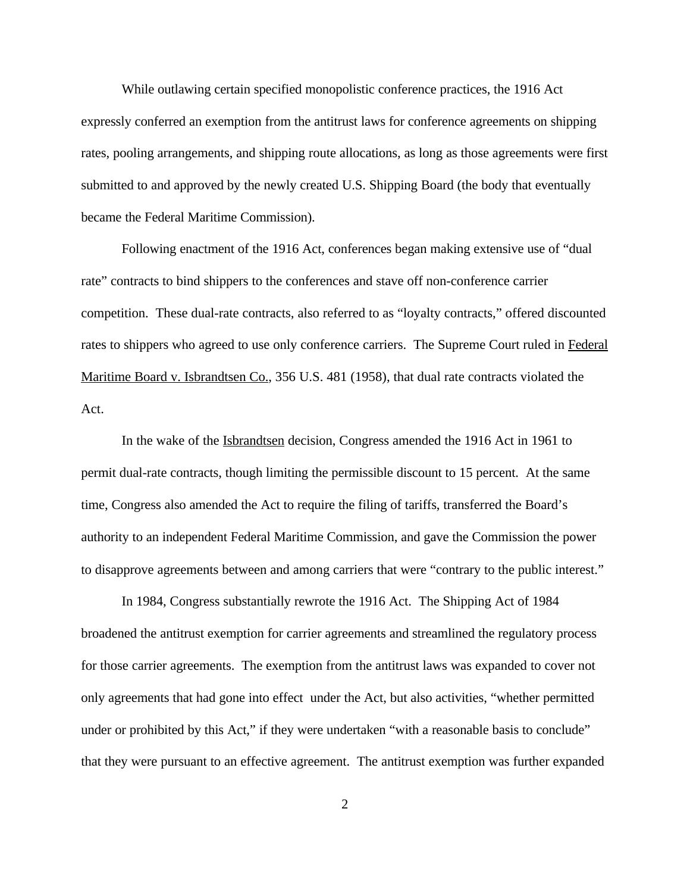While outlawing certain specified monopolistic conference practices, the 1916 Act expressly conferred an exemption from the antitrust laws for conference agreements on shipping rates, pooling arrangements, and shipping route allocations, as long as those agreements were first submitted to and approved by the newly created U.S. Shipping Board (the body that eventually became the Federal Maritime Commission).

Following enactment of the 1916 Act, conferences began making extensive use of "dual rate" contracts to bind shippers to the conferences and stave off non-conference carrier competition. These dual-rate contracts, also referred to as "loyalty contracts," offered discounted rates to shippers who agreed to use only conference carriers. The Supreme Court ruled in Federal Maritime Board v. Isbrandtsen Co., 356 U.S. 481 (1958), that dual rate contracts violated the Act.

In the wake of the Isbrandtsen decision, Congress amended the 1916 Act in 1961 to permit dual-rate contracts, though limiting the permissible discount to 15 percent. At the same time, Congress also amended the Act to require the filing of tariffs, transferred the Board's authority to an independent Federal Maritime Commission, and gave the Commission the power to disapprove agreements between and among carriers that were "contrary to the public interest."

In 1984, Congress substantially rewrote the 1916 Act. The Shipping Act of 1984 broadened the antitrust exemption for carrier agreements and streamlined the regulatory process for those carrier agreements. The exemption from the antitrust laws was expanded to cover not only agreements that had gone into effect under the Act, but also activities, "whether permitted under or prohibited by this Act," if they were undertaken "with a reasonable basis to conclude" that they were pursuant to an effective agreement. The antitrust exemption was further expanded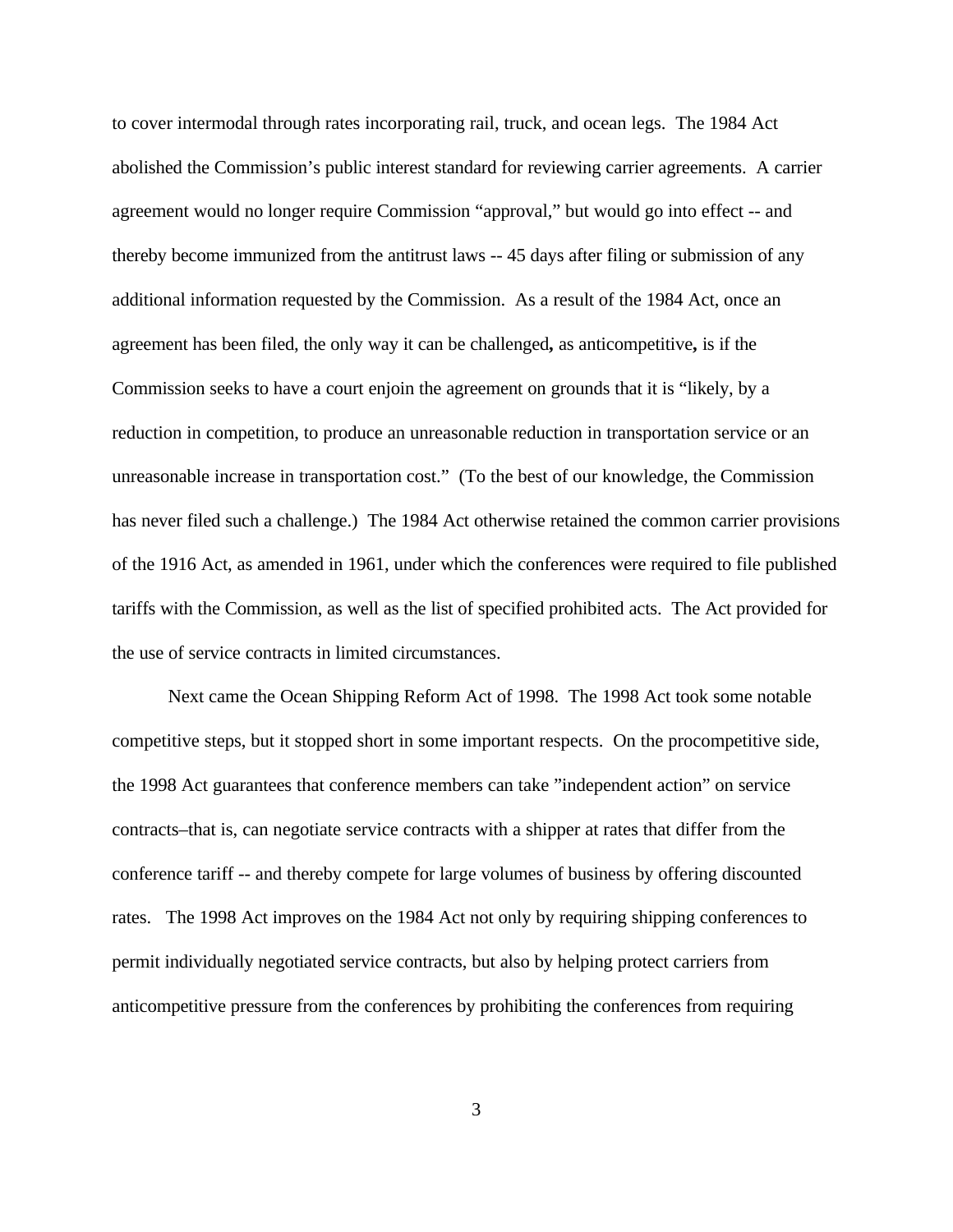to cover intermodal through rates incorporating rail, truck, and ocean legs. The 1984 Act abolished the Commission's public interest standard for reviewing carrier agreements. A carrier agreement would no longer require Commission "approval," but would go into effect -- and thereby become immunized from the antitrust laws -- 45 days after filing or submission of any additional information requested by the Commission. As a result of the 1984 Act, once an agreement has been filed, the only way it can be challenged**,** as anticompetitive**,** is if the Commission seeks to have a court enjoin the agreement on grounds that it is "likely, by a reduction in competition, to produce an unreasonable reduction in transportation service or an unreasonable increase in transportation cost." (To the best of our knowledge, the Commission has never filed such a challenge.) The 1984 Act otherwise retained the common carrier provisions of the 1916 Act, as amended in 1961, under which the conferences were required to file published tariffs with the Commission, as well as the list of specified prohibited acts. The Act provided for the use of service contracts in limited circumstances.

Next came the Ocean Shipping Reform Act of 1998. The 1998 Act took some notable competitive steps, but it stopped short in some important respects. On the procompetitive side, the 1998 Act guarantees that conference members can take "independent action" on service contracts–that is, can negotiate service contracts with a shipper at rates that differ from the conference tariff -- and thereby compete for large volumes of business by offering discounted rates. The 1998 Act improves on the 1984 Act not only by requiring shipping conferences to permit individually negotiated service contracts, but also by helping protect carriers from anticompetitive pressure from the conferences by prohibiting the conferences from requiring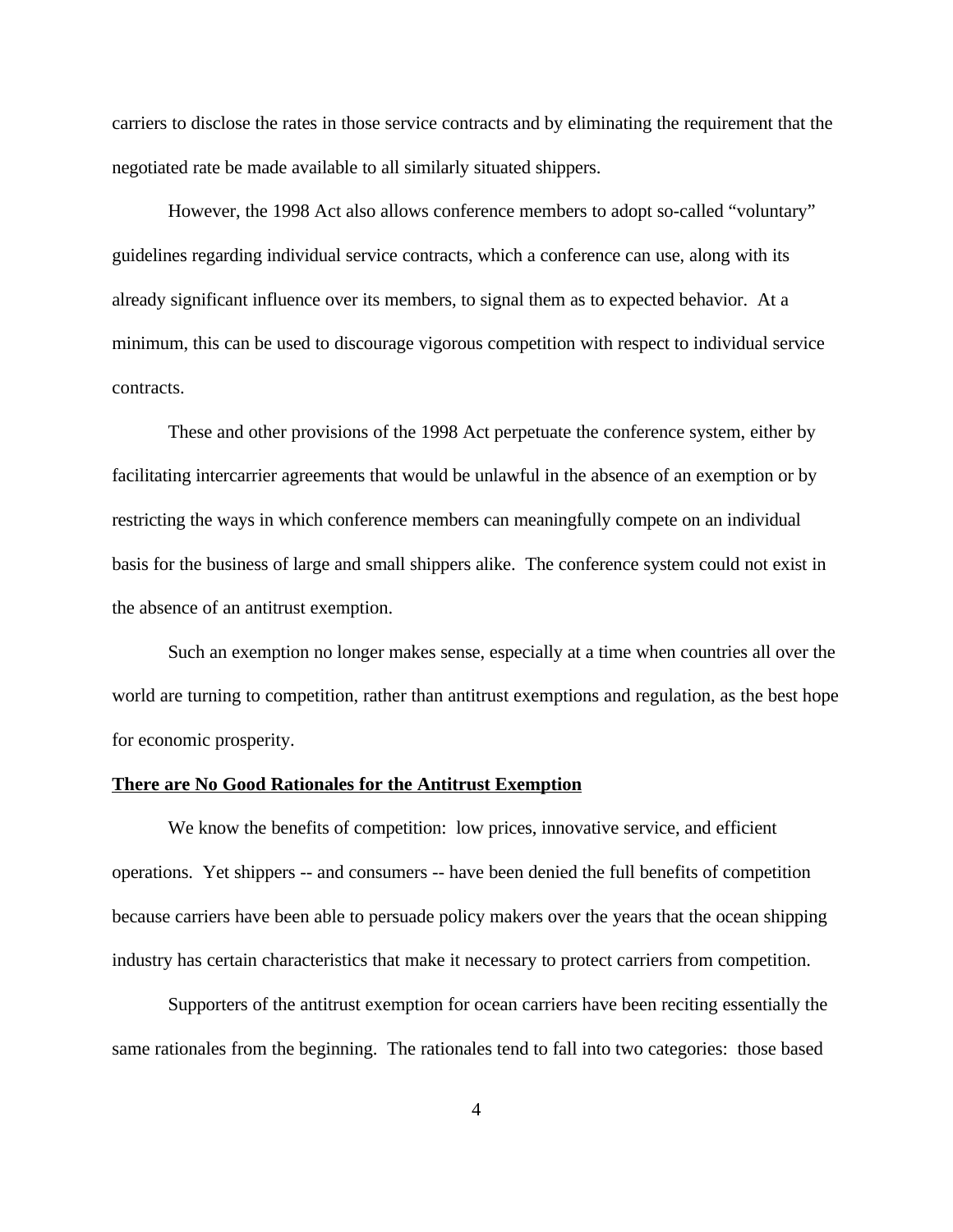carriers to disclose the rates in those service contracts and by eliminating the requirement that the negotiated rate be made available to all similarly situated shippers.

However, the 1998 Act also allows conference members to adopt so-called "voluntary" guidelines regarding individual service contracts, which a conference can use, along with its already significant influence over its members, to signal them as to expected behavior. At a minimum, this can be used to discourage vigorous competition with respect to individual service contracts.

These and other provisions of the 1998 Act perpetuate the conference system, either by facilitating intercarrier agreements that would be unlawful in the absence of an exemption or by restricting the ways in which conference members can meaningfully compete on an individual basis for the business of large and small shippers alike. The conference system could not exist in the absence of an antitrust exemption.

Such an exemption no longer makes sense, especially at a time when countries all over the world are turning to competition, rather than antitrust exemptions and regulation, as the best hope for economic prosperity.

**There are No Good Rationales for the Antitrust Exemption**

We know the benefits of competition: low prices, innovative service, and efficient operations. Yet shippers -- and consumers -- have been denied the full benefits of competition because carriers have been able to persuade policy makers over the years that the ocean shipping industry has certain characteristics that make it necessary to protect carriers from competition.

Supporters of the antitrust exemption for ocean carriers have been reciting essentially the same rationales from the beginning. The rationales tend to fall into two categories: those based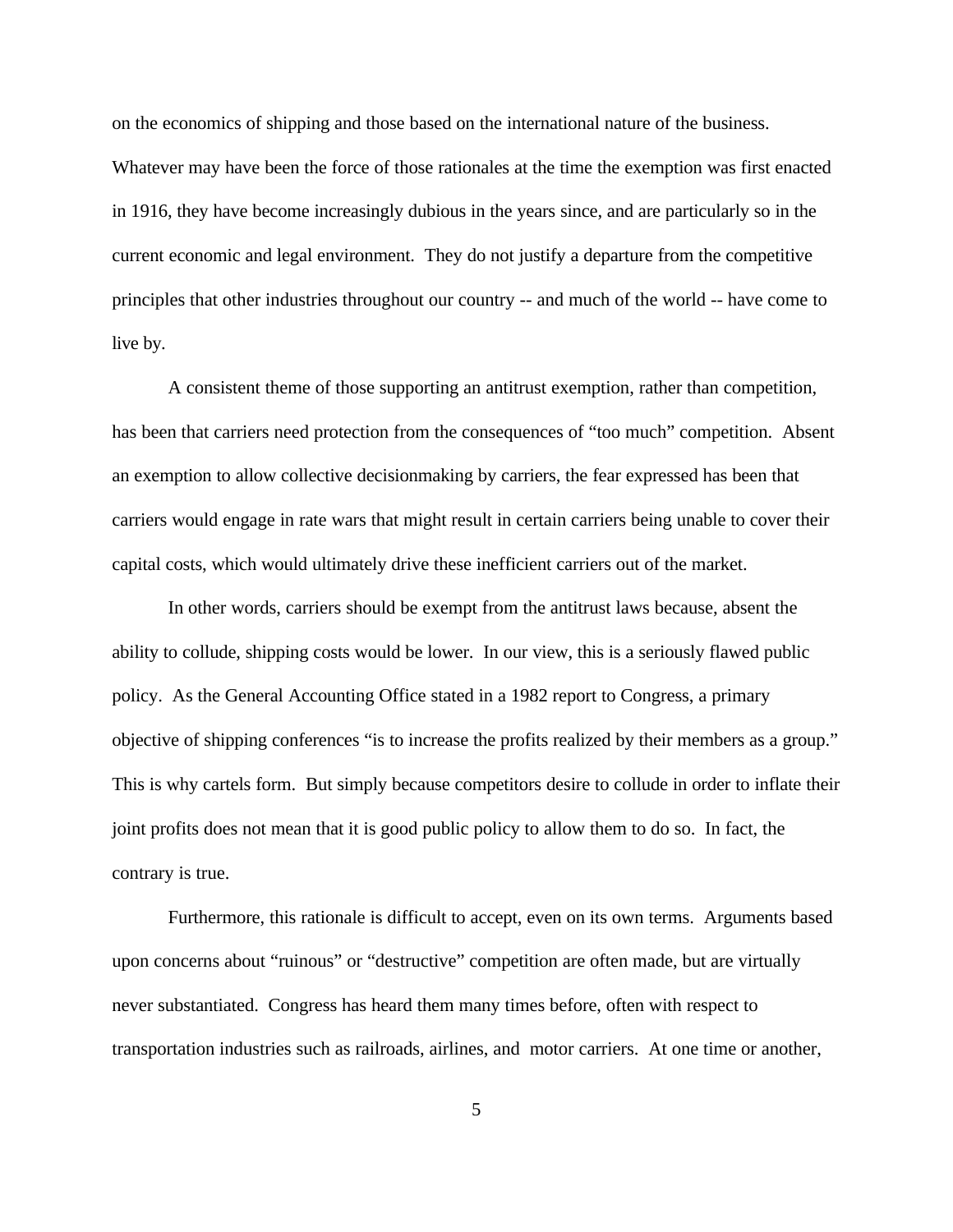on the economics of shipping and those based on the international nature of the business. Whatever may have been the force of those rationales at the time the exemption was first enacted in 1916, they have become increasingly dubious in the years since, and are particularly so in the current economic and legal environment. They do not justify a departure from the competitive principles that other industries throughout our country -- and much of the world -- have come to live by.

A consistent theme of those supporting an antitrust exemption, rather than competition, has been that carriers need protection from the consequences of "too much" competition. Absent an exemption to allow collective decisionmaking by carriers, the fear expressed has been that carriers would engage in rate wars that might result in certain carriers being unable to cover their capital costs, which would ultimately drive these inefficient carriers out of the market.

In other words, carriers should be exempt from the antitrust laws because, absent the ability to collude, shipping costs would be lower. In our view, this is a seriously flawed public policy. As the General Accounting Office stated in a 1982 report to Congress, a primary objective of shipping conferences "is to increase the profits realized by their members as a group." This is why cartels form. But simply because competitors desire to collude in order to inflate their joint profits does not mean that it is good public policy to allow them to do so. In fact, the contrary is true.

Furthermore, this rationale is difficult to accept, even on its own terms. Arguments based upon concerns about "ruinous" or "destructive" competition are often made, but are virtually never substantiated. Congress has heard them many times before, often with respect to transportation industries such as railroads, airlines, and motor carriers. At one time or another,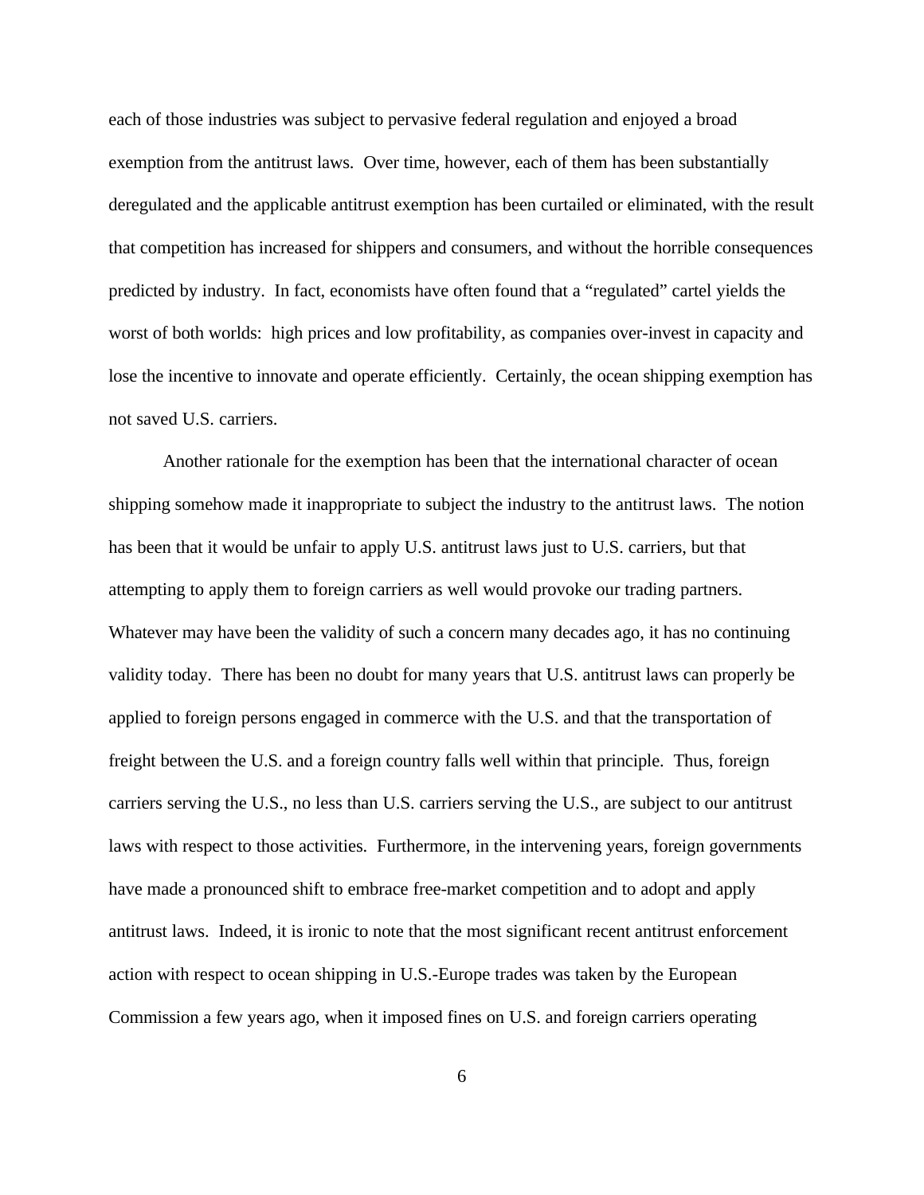each of those industries was subject to pervasive federal regulation and enjoyed a broad exemption from the antitrust laws. Over time, however, each of them has been substantially deregulated and the applicable antitrust exemption has been curtailed or eliminated, with the result that competition has increased for shippers and consumers, and without the horrible consequences predicted by industry. In fact, economists have often found that a "regulated" cartel yields the worst of both worlds: high prices and low profitability, as companies over-invest in capacity and lose the incentive to innovate and operate efficiently. Certainly, the ocean shipping exemption has not saved U.S. carriers.

Another rationale for the exemption has been that the international character of ocean shipping somehow made it inappropriate to subject the industry to the antitrust laws. The notion has been that it would be unfair to apply U.S. antitrust laws just to U.S. carriers, but that attempting to apply them to foreign carriers as well would provoke our trading partners. Whatever may have been the validity of such a concern many decades ago, it has no continuing validity today. There has been no doubt for many years that U.S. antitrust laws can properly be applied to foreign persons engaged in commerce with the U.S. and that the transportation of freight between the U.S. and a foreign country falls well within that principle. Thus, foreign carriers serving the U.S., no less than U.S. carriers serving the U.S., are subject to our antitrust laws with respect to those activities. Furthermore, in the intervening years, foreign governments have made a pronounced shift to embrace free-market competition and to adopt and apply antitrust laws. Indeed, it is ironic to note that the most significant recent antitrust enforcement action with respect to ocean shipping in U.S.-Europe trades was taken by the European Commission a few years ago, when it imposed fines on U.S. and foreign carriers operating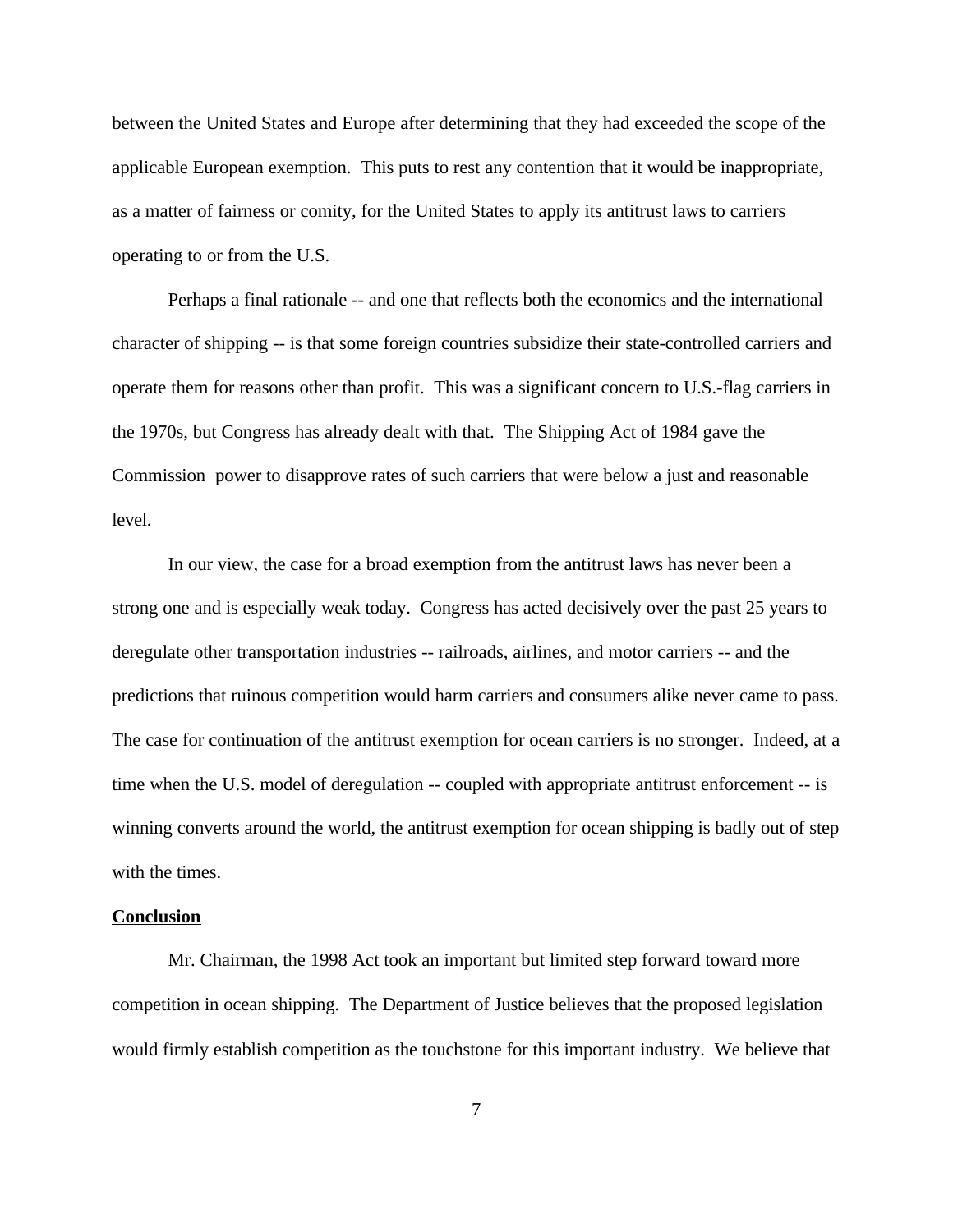between the United States and Europe after determining that they had exceeded the scope of the applicable European exemption. This puts to rest any contention that it would be inappropriate, as a matter of fairness or comity, for the United States to apply its antitrust laws to carriers operating to or from the U.S.

Perhaps a final rationale -- and one that reflects both the economics and the international character of shipping -- is that some foreign countries subsidize their state-controlled carriers and operate them for reasons other than profit. This was a significant concern to U.S.-flag carriers in the 1970s, but Congress has already dealt with that. The Shipping Act of 1984 gave the Commission power to disapprove rates of such carriers that were below a just and reasonable level.

In our view, the case for a broad exemption from the antitrust laws has never been a strong one and is especially weak today. Congress has acted decisively over the past 25 years to deregulate other transportation industries -- railroads, airlines, and motor carriers -- and the predictions that ruinous competition would harm carriers and consumers alike never came to pass. The case for continuation of the antitrust exemption for ocean carriers is no stronger. Indeed, at a time when the U.S. model of deregulation -- coupled with appropriate antitrust enforcement -- is winning converts around the world, the antitrust exemption for ocean shipping is badly out of step with the times.

**Conclusion**

Mr. Chairman, the 1998 Act took an important but limited step forward toward more competition in ocean shipping. The Department of Justice believes that the proposed legislation would firmly establish competition as the touchstone for this important industry. We believe that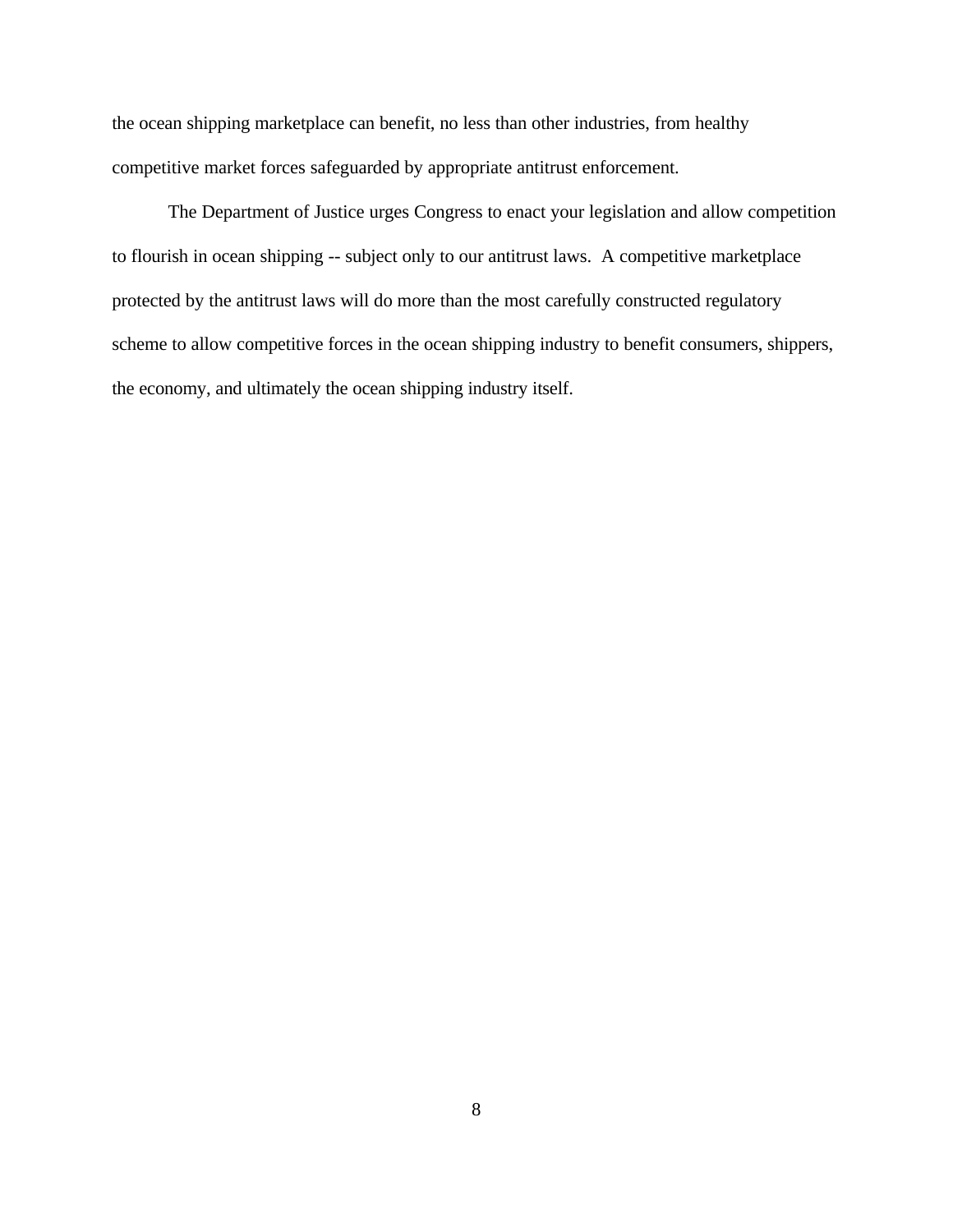the ocean shipping marketplace can benefit, no less than other industries, from healthy competitive market forces safeguarded by appropriate antitrust enforcement.

The Department of Justice urges Congress to enact your legislation and allow competition to flourish in ocean shipping -- subject only to our antitrust laws. A competitive marketplace protected by the antitrust laws will do more than the most carefully constructed regulatory scheme to allow competitive forces in the ocean shipping industry to benefit consumers, shippers, the economy, and ultimately the ocean shipping industry itself.